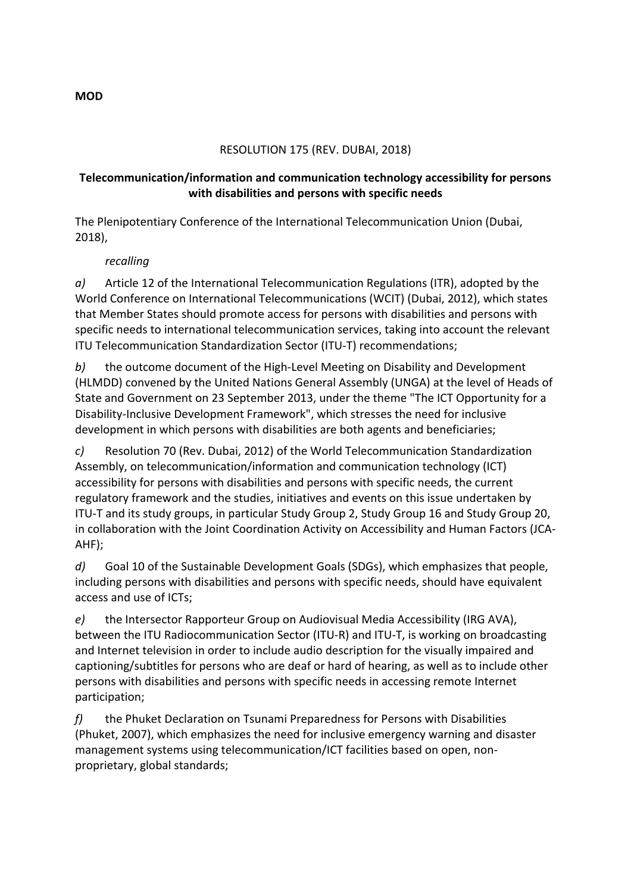**MOD**

RESOLUTION 175 (REV. DUBAI, 2018)

**Telecommunication/information and communication technology accessibility for persons with disabilities and persons with specific needs**

The Plenipotentiary Conference of the International Telecommunication Union (Dubai, 2018),

*recalling*

*a)* Article 12 of the International Telecommunication Regulations (ITR), adopted by the World Conference on International Telecommunications (WCIT) (Dubai, 2012), which states that Member States should promote access for persons with disabilities and persons with specific needs to international telecommunication services, taking into account the relevant ITU Telecommunication Standardization Sector (ITU-T) recommendations;

*b)* the outcome document of the High-Level Meeting on Disability and Development (HLMDD) convened by the United Nations General Assembly (UNGA) at the level of Heads of State and Government on 23 September 2013, under the theme "The ICT Opportunity for a Disability-Inclusive Development Framework", which stresses the need for inclusive development in which persons with disabilities are both agents and beneficiaries;

*c)* Resolution 70 (Rev. Dubai, 2012) of the World Telecommunication Standardization Assembly, on telecommunication/information and communication technology (ICT) accessibility for persons with disabilities and persons with specific needs, the current regulatory framework and the studies, initiatives and events on this issue undertaken by ITU-T and its study groups, in particular Study Group 2, Study Group 16 and Study Group 20, in collaboration with the Joint Coordination Activity on Accessibility and Human Factors (JCA-AHF);

*d)* Goal 10 of the Sustainable Development Goals (SDGs), which emphasizes that people, including persons with disabilities and persons with specific needs, should have equivalent access and use of ICTs;

*e)* the Intersector Rapporteur Group on Audiovisual Media Accessibility (IRG AVA), between the ITU Radiocommunication Sector (ITU-R) and ITU-T, is working on broadcasting and Internet television in order to include audio description for the visually impaired and captioning/subtitles for persons who are deaf or hard of hearing, as well as to include other persons with disabilities and persons with specific needs in accessing remote Internet participation;

*f)* the Phuket Declaration on Tsunami Preparedness for Persons with Disabilities (Phuket, 2007), which emphasizes the need for inclusive emergency warning and disaster management systems using telecommunication/ICT facilities based on open, non-proprietary, global standards;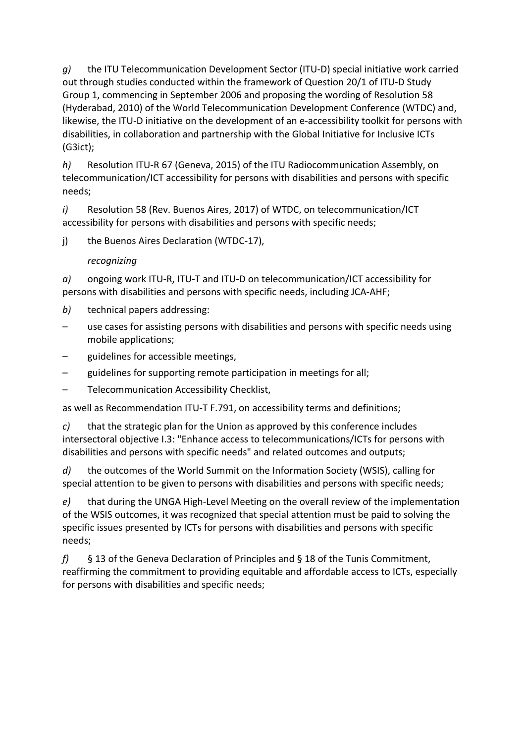*g)* the ITU Telecommunication Development Sector (ITU-D) special initiative work carried out through studies conducted within the framework of Question 20/1 of ITU-D Study Group 1, commencing in September 2006 and proposing the wording of Resolution 58 (Hyderabad, 2010) of the World Telecommunication Development Conference (WTDC) and, likewise, the ITU-D initiative on the development of an e-accessibility toolkit for persons with disabilities, in collaboration and partnership with the Global Initiative for Inclusive ICTs (G3ict);

*h)* Resolution ITU-R 67 (Geneva, 2015) of the ITU Radiocommunication Assembly, on telecommunication/ICT accessibility for persons with disabilities and persons with specific needs;

*i)* Resolution 58 (Rev. Buenos Aires, 2017) of WTDC, on telecommunication/ICT accessibility for persons with disabilities and persons with specific needs;

j) the Buenos Aires Declaration (WTDC-17),

*recognizing*

*a)* ongoing work ITU-R, ITU-T and ITU-D on telecommunication/ICT accessibility for persons with disabilities and persons with specific needs, including JCA-AHF;

*b)* technical papers addressing:

– use cases for assisting persons with disabilities and persons with specific needs using mobile applications;

– guidelines for accessible meetings,

– guidelines for supporting remote participation in meetings for all;

– Telecommunication Accessibility Checklist,

as well as Recommendation ITU-T F.791, on accessibility terms and definitions;

*c)* that the strategic plan for the Union as approved by this conference includes intersectoral objective I.3: "Enhance access to telecommunications/ICTs for persons with disabilities and persons with specific needs" and related outcomes and outputs;

*d)* the outcomes of the World Summit on the Information Society (WSIS), calling for special attention to be given to persons with disabilities and persons with specific needs;

*e)* that during the UNGA High-Level Meeting on the overall review of the implementation of the WSIS outcomes, it was recognized that special attention must be paid to solving the specific issues presented by ICTs for persons with disabilities and persons with specific needs;

*f)* § 13 of the Geneva Declaration of Principles and § 18 of the Tunis Commitment, reaffirming the commitment to providing equitable and affordable access to ICTs, especially for persons with disabilities and specific needs;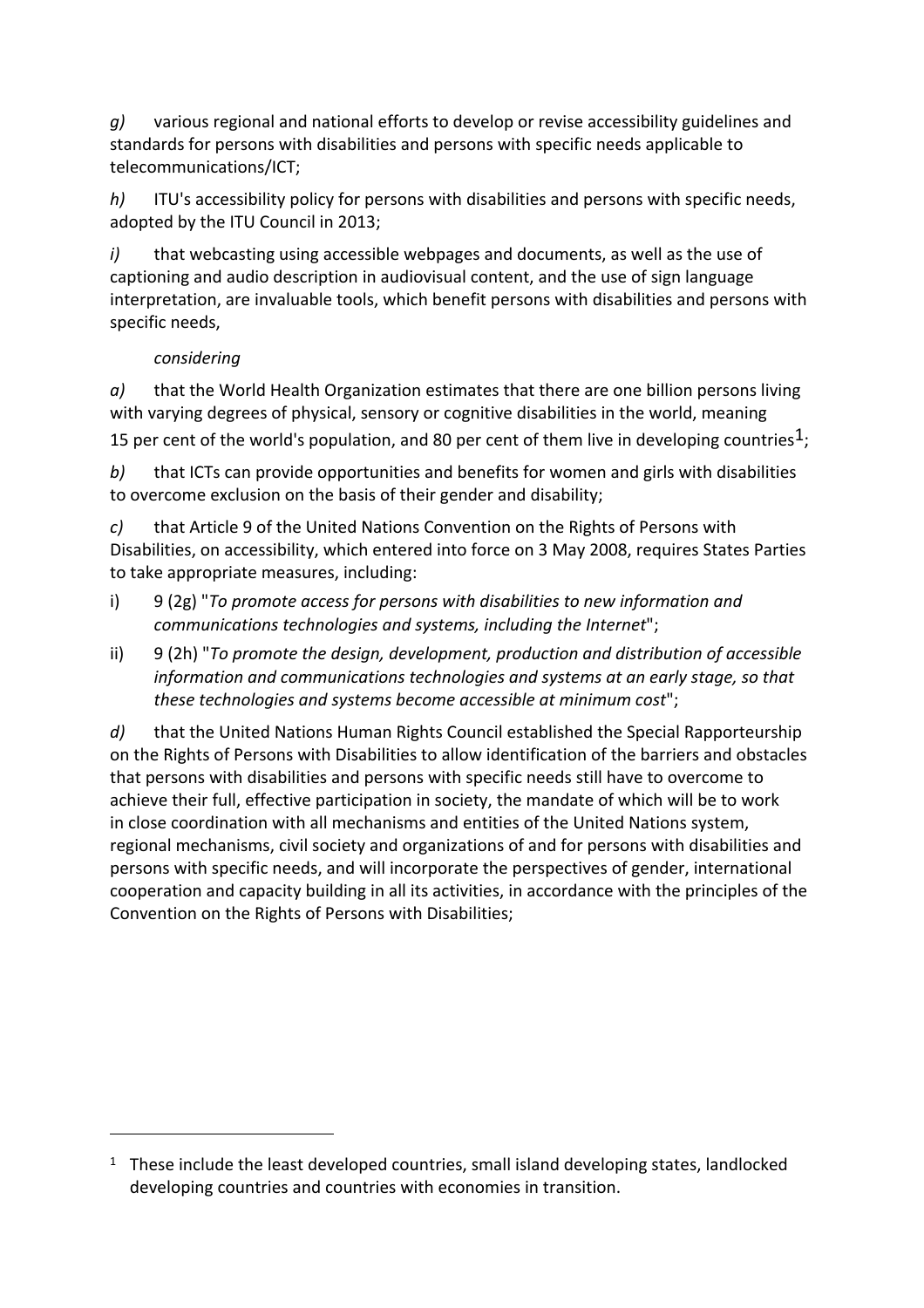*g)* various regional and national efforts to develop or revise accessibility guidelines and standards for persons with disabilities and persons with specific needs applicable to telecommunications/ICT;

*h)* ITU's accessibility policy for persons with disabilities and persons with specific needs, adopted by the ITU Council in 2013;

*i)* that webcasting using accessible webpages and documents, as well as the use of captioning and audio description in audiovisual content, and the use of sign language interpretation, are invaluable tools, which benefit persons with disabilities and persons with specific needs,

*considering*

*a)* that the World Health Organization estimates that there are one billion persons living with varying degrees of physical, sensory or cognitive disabilities in the world, meaning 15 per cent of the world's population, and 80 per cent of them live in developing countries[1];

*b)* that ICTs can provide opportunities and benefits for women and girls with disabilities to overcome exclusion on the basis of their gender and disability;

*c)* that Article 9 of the United Nations Convention on the Rights of Persons with Disabilities, on accessibility, which entered into force on 3 May 2008, requires States Parties to take appropriate measures, including:

i) 9 (2g) "*To promote access for persons with disabilities to new information and communications technologies and systems, including the Internet*";

ii) 9 (2h) "*To promote the design, development, production and distribution of accessible information and communications technologies and systems at an early stage, so that these technologies and systems become accessible at minimum cost*";

*d)* that the United Nations Human Rights Council established the Special Rapporteurship on the Rights of Persons with Disabilities to allow identification of the barriers and obstacles that persons with disabilities and persons with specific needs still have to overcome to achieve their full, effective participation in society, the mandate of which will be to work in close coordination with all mechanisms and entities of the United Nations system, regional mechanisms, civil society and organizations of and for persons with disabilities and persons with specific needs, and will incorporate the perspectives of gender, international cooperation and capacity building in all its activities, in accordance with the principles of the Convention on the Rights of Persons with Disabilities;

---

[1] These include the least developed countries, small island developing states, landlocked developing countries and countries with economies in transition.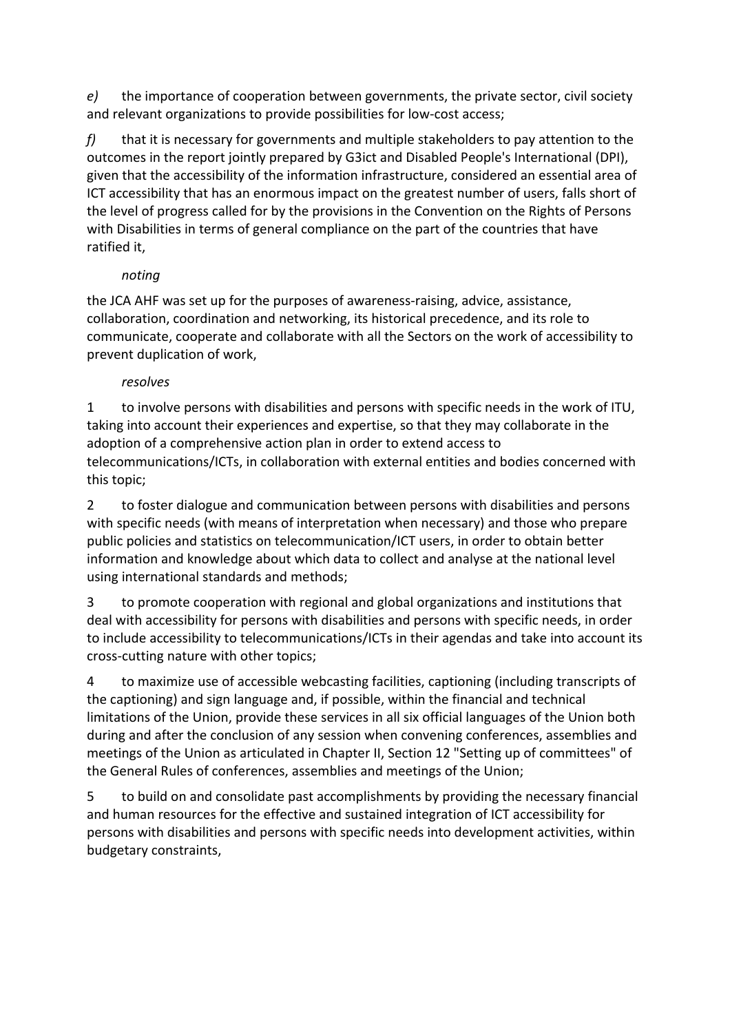*e)* the importance of cooperation between governments, the private sector, civil society and relevant organizations to provide possibilities for low-cost access;

*f)* that it is necessary for governments and multiple stakeholders to pay attention to the outcomes in the report jointly prepared by G3ict and Disabled People's International (DPI), given that the accessibility of the information infrastructure, considered an essential area of ICT accessibility that has an enormous impact on the greatest number of users, falls short of the level of progress called for by the provisions in the Convention on the Rights of Persons with Disabilities in terms of general compliance on the part of the countries that have ratified it,

*noting*

the JCA AHF was set up for the purposes of awareness-raising, advice, assistance, collaboration, coordination and networking, its historical precedence, and its role to communicate, cooperate and collaborate with all the Sectors on the work of accessibility to prevent duplication of work,

*resolves*

1 to involve persons with disabilities and persons with specific needs in the work of ITU, taking into account their experiences and expertise, so that they may collaborate in the adoption of a comprehensive action plan in order to extend access to telecommunications/ICTs, in collaboration with external entities and bodies concerned with this topic;

2 to foster dialogue and communication between persons with disabilities and persons with specific needs (with means of interpretation when necessary) and those who prepare public policies and statistics on telecommunication/ICT users, in order to obtain better information and knowledge about which data to collect and analyse at the national level using international standards and methods;

3 to promote cooperation with regional and global organizations and institutions that deal with accessibility for persons with disabilities and persons with specific needs, in order to include accessibility to telecommunications/ICTs in their agendas and take into account its cross-cutting nature with other topics;

4 to maximize use of accessible webcasting facilities, captioning (including transcripts of the captioning) and sign language and, if possible, within the financial and technical limitations of the Union, provide these services in all six official languages of the Union both during and after the conclusion of any session when convening conferences, assemblies and meetings of the Union as articulated in Chapter II, Section 12 "Setting up of committees" of the General Rules of conferences, assemblies and meetings of the Union;

5 to build on and consolidate past accomplishments by providing the necessary financial and human resources for the effective and sustained integration of ICT accessibility for persons with disabilities and persons with specific needs into development activities, within budgetary constraints,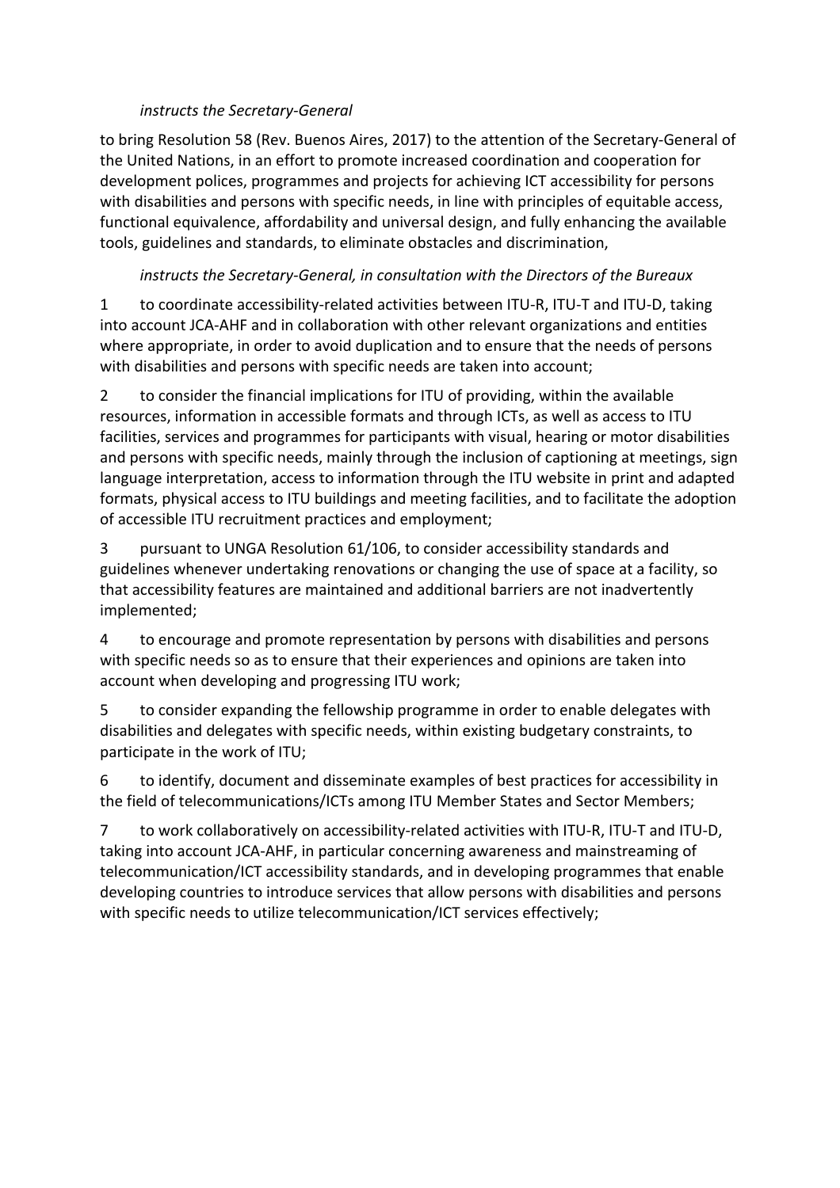*instructs the Secretary-General*

to bring Resolution 58 (Rev. Buenos Aires, 2017) to the attention of the Secretary-General of the United Nations, in an effort to promote increased coordination and cooperation for development polices, programmes and projects for achieving ICT accessibility for persons with disabilities and persons with specific needs, in line with principles of equitable access, functional equivalence, affordability and universal design, and fully enhancing the available tools, guidelines and standards, to eliminate obstacles and discrimination,

*instructs the Secretary-General, in consultation with the Directors of the Bureaux*

1 to coordinate accessibility-related activities between ITU-R, ITU-T and ITU-D, taking into account JCA-AHF and in collaboration with other relevant organizations and entities where appropriate, in order to avoid duplication and to ensure that the needs of persons with disabilities and persons with specific needs are taken into account;

2 to consider the financial implications for ITU of providing, within the available resources, information in accessible formats and through ICTs, as well as access to ITU facilities, services and programmes for participants with visual, hearing or motor disabilities and persons with specific needs, mainly through the inclusion of captioning at meetings, sign language interpretation, access to information through the ITU website in print and adapted formats, physical access to ITU buildings and meeting facilities, and to facilitate the adoption of accessible ITU recruitment practices and employment;

3 pursuant to UNGA Resolution 61/106, to consider accessibility standards and guidelines whenever undertaking renovations or changing the use of space at a facility, so that accessibility features are maintained and additional barriers are not inadvertently implemented;

4 to encourage and promote representation by persons with disabilities and persons with specific needs so as to ensure that their experiences and opinions are taken into account when developing and progressing ITU work;

5 to consider expanding the fellowship programme in order to enable delegates with disabilities and delegates with specific needs, within existing budgetary constraints, to participate in the work of ITU;

6 to identify, document and disseminate examples of best practices for accessibility in the field of telecommunications/ICTs among ITU Member States and Sector Members;

7 to work collaboratively on accessibility-related activities with ITU-R, ITU-T and ITU-D, taking into account JCA-AHF, in particular concerning awareness and mainstreaming of telecommunication/ICT accessibility standards, and in developing programmes that enable developing countries to introduce services that allow persons with disabilities and persons with specific needs to utilize telecommunication/ICT services effectively;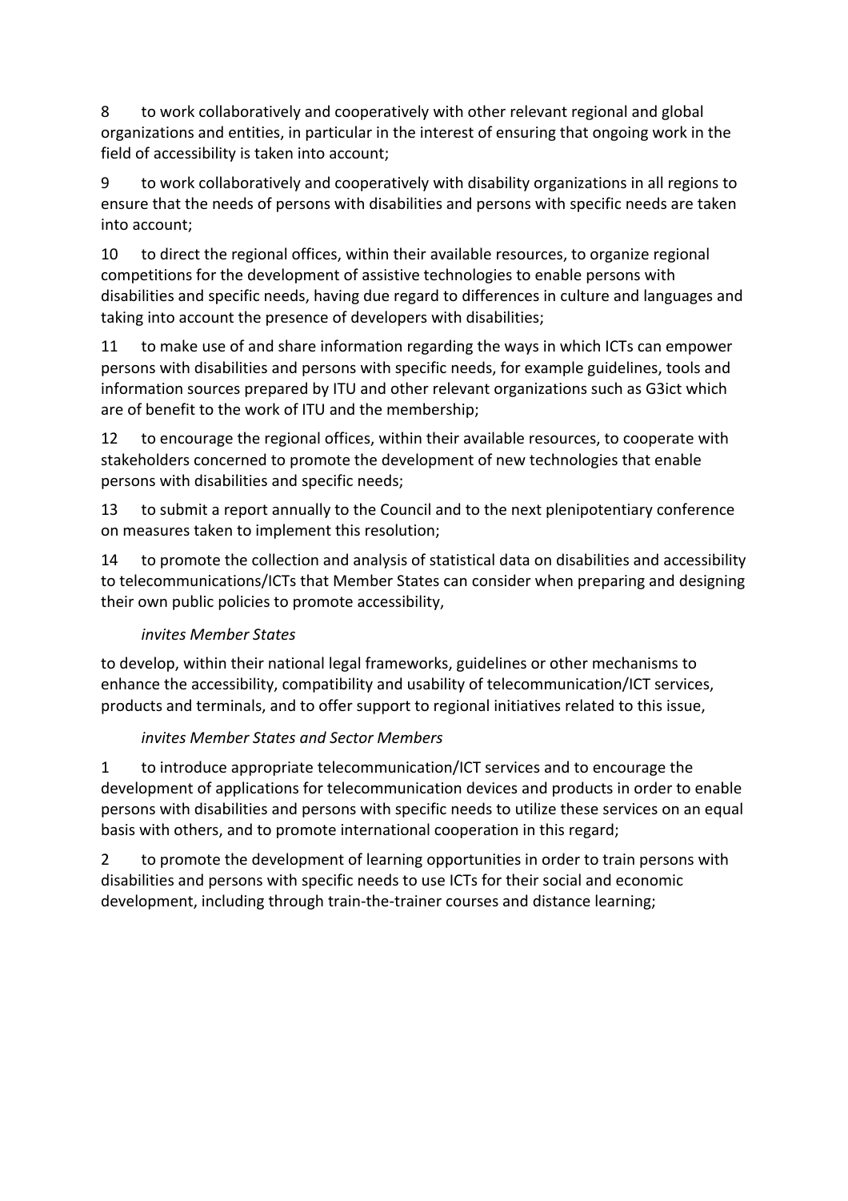8 to work collaboratively and cooperatively with other relevant regional and global organizations and entities, in particular in the interest of ensuring that ongoing work in the field of accessibility is taken into account;

9 to work collaboratively and cooperatively with disability organizations in all regions to ensure that the needs of persons with disabilities and persons with specific needs are taken into account;

10 to direct the regional offices, within their available resources, to organize regional competitions for the development of assistive technologies to enable persons with disabilities and specific needs, having due regard to differences in culture and languages and taking into account the presence of developers with disabilities;

11 to make use of and share information regarding the ways in which ICTs can empower persons with disabilities and persons with specific needs, for example guidelines, tools and information sources prepared by ITU and other relevant organizations such as G3ict which are of benefit to the work of ITU and the membership;

12 to encourage the regional offices, within their available resources, to cooperate with stakeholders concerned to promote the development of new technologies that enable persons with disabilities and specific needs;

13 to submit a report annually to the Council and to the next plenipotentiary conference on measures taken to implement this resolution;

14 to promote the collection and analysis of statistical data on disabilities and accessibility to telecommunications/ICTs that Member States can consider when preparing and designing their own public policies to promote accessibility,

*invites Member States*

to develop, within their national legal frameworks, guidelines or other mechanisms to enhance the accessibility, compatibility and usability of telecommunication/ICT services, products and terminals, and to offer support to regional initiatives related to this issue,

*invites Member States and Sector Members*

1 to introduce appropriate telecommunication/ICT services and to encourage the development of applications for telecommunication devices and products in order to enable persons with disabilities and persons with specific needs to utilize these services on an equal basis with others, and to promote international cooperation in this regard;

2 to promote the development of learning opportunities in order to train persons with disabilities and persons with specific needs to use ICTs for their social and economic development, including through train-the-trainer courses and distance learning;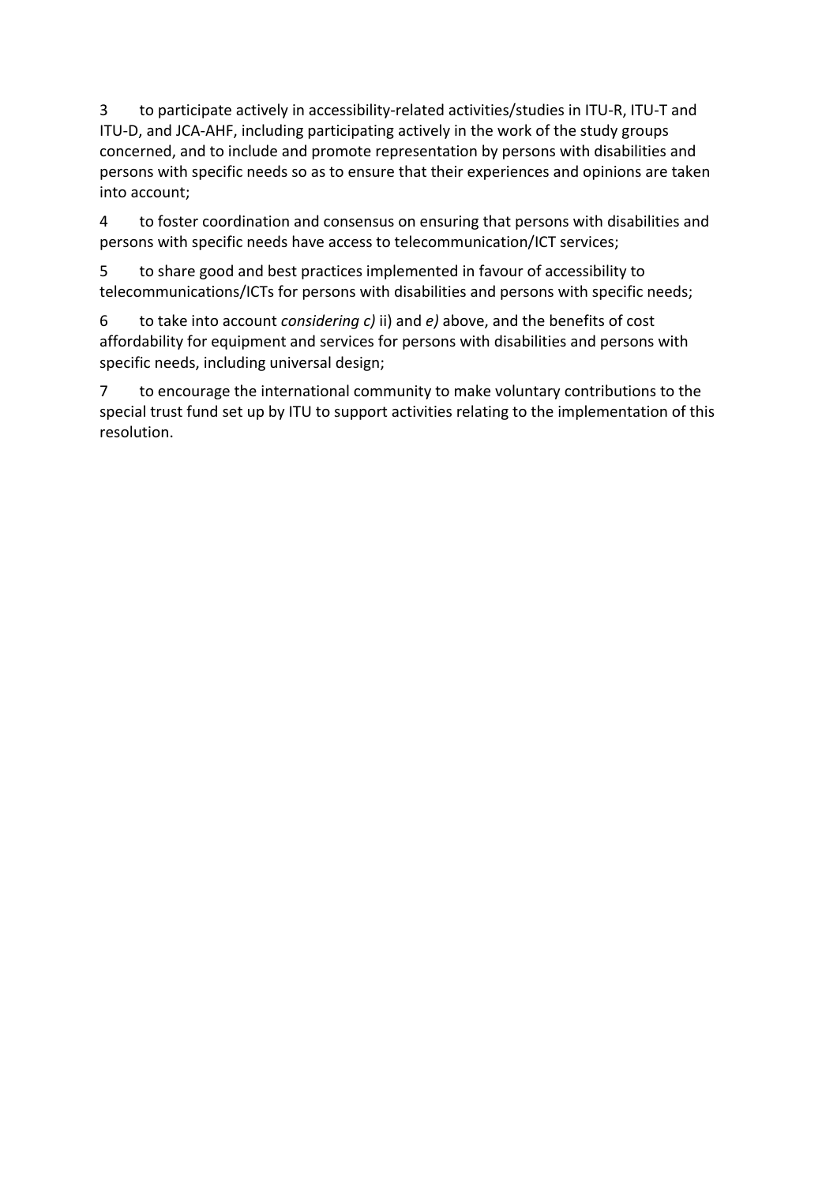3 to participate actively in accessibility-related activities/studies in ITU-R, ITU-T and ITU-D, and JCA-AHF, including participating actively in the work of the study groups concerned, and to include and promote representation by persons with disabilities and persons with specific needs so as to ensure that their experiences and opinions are taken into account;

4 to foster coordination and consensus on ensuring that persons with disabilities and persons with specific needs have access to telecommunication/ICT services;

5 to share good and best practices implemented in favour of accessibility to telecommunications/ICTs for persons with disabilities and persons with specific needs;

6 to take into account *considering c)* ii) and *e)* above, and the benefits of cost affordability for equipment and services for persons with disabilities and persons with specific needs, including universal design;

7 to encourage the international community to make voluntary contributions to the special trust fund set up by ITU to support activities relating to the implementation of this resolution.